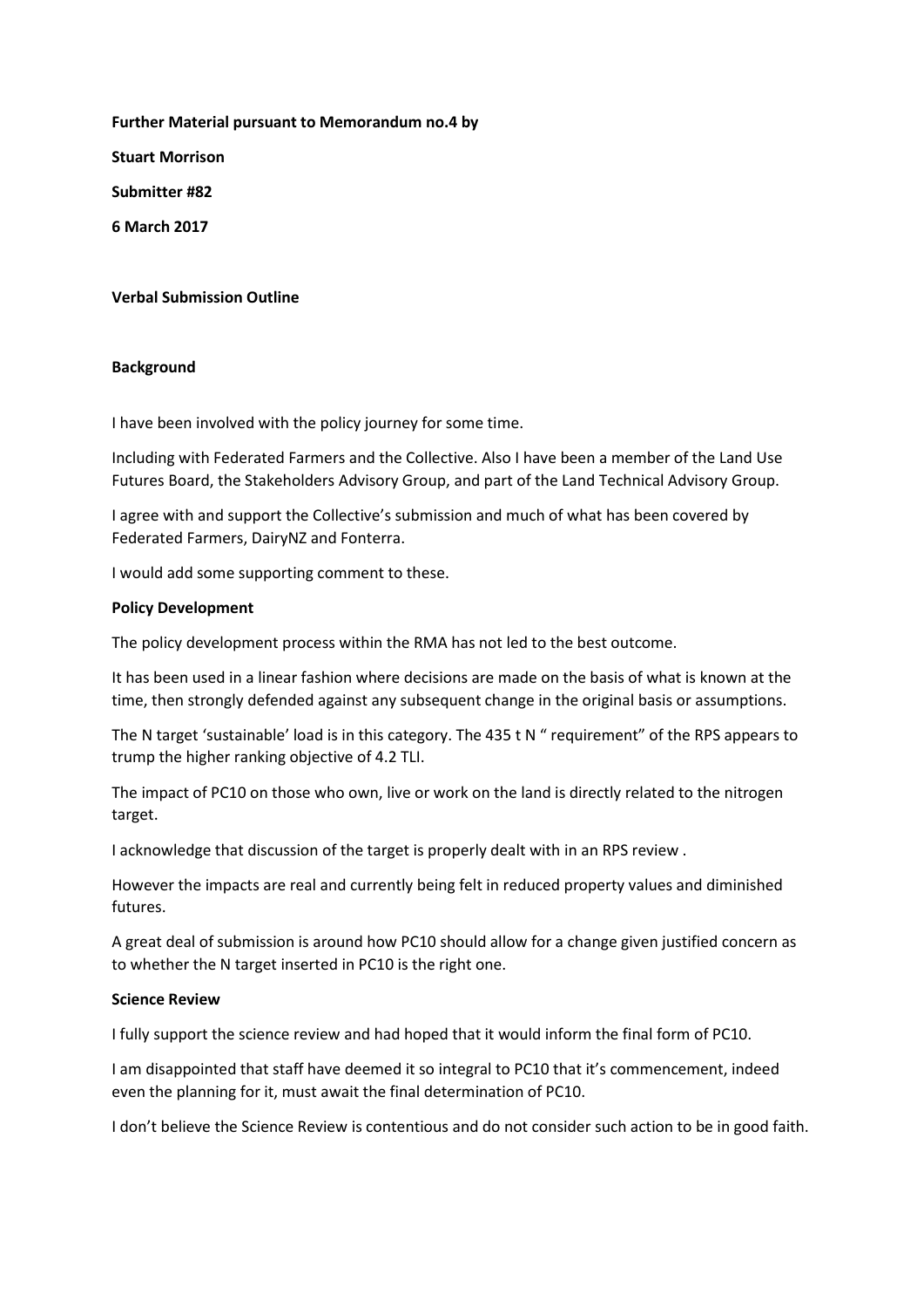**Further Material pursuant to Memorandum no.4 by**

**Stuart Morrison**

**Submitter #82**

**6 March 2017**

**Verbal Submission Outline**

**Background**

I have been involved with the policy journey for some time.

Including with Federated Farmers and the Collective. Also I have been a member of the Land Use Futures Board, the Stakeholders Advisory Group, and part of the Land Technical Advisory Group.

I agree with and support the Collective's submission and much of what has been covered by Federated Farmers, DairyNZ and Fonterra.

I would add some supporting comment to these.

**Policy Development**

The policy development process within the RMA has not led to the best outcome.

It has been used in a linear fashion where decisions are made on the basis of what is known at the time, then strongly defended against any subsequent change in the original basis or assumptions.

The N target 'sustainable' load is in this category. The 435 t N " requirement" of the RPS appears to trump the higher ranking objective of 4.2 TLI.

The impact of PC10 on those who own, live or work on the land is directly related to the nitrogen target.

I acknowledge that discussion of the target is properly dealt with in an RPS review .

However the impacts are real and currently being felt in reduced property values and diminished futures.

A great deal of submission is around how PC10 should allow for a change given justified concern as to whether the N target inserted in PC10 is the right one.

**Science Review**

I fully support the science review and had hoped that it would inform the final form of PC10.

I am disappointed that staff have deemed it so integral to PC10 that it's commencement, indeed even the planning for it, must await the final determination of PC10.

I don't believe the Science Review is contentious and do not consider such action to be in good faith.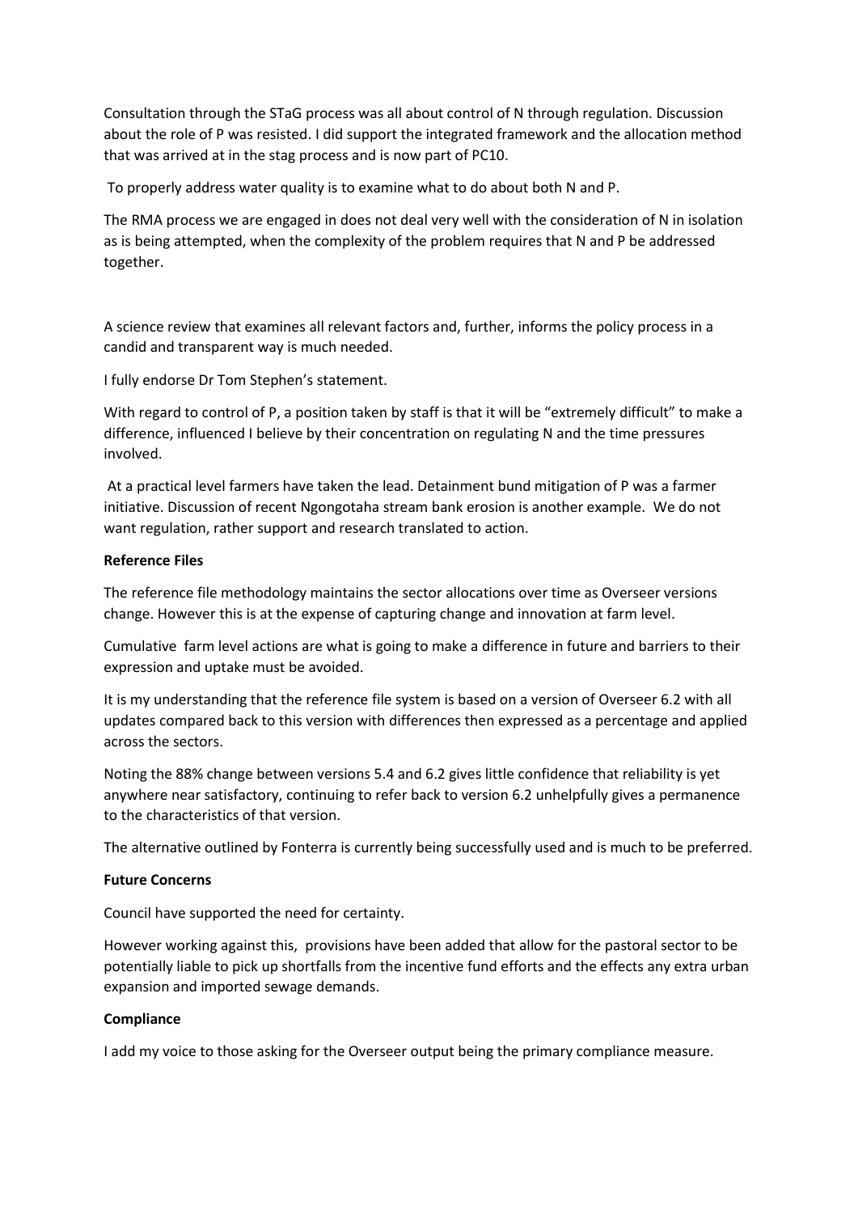Consultation through the STaG process was all about control of N through regulation. Discussion about the role of P was resisted. I did support the integrated framework and the allocation method that was arrived at in the stag process and is now part of PC10.

To properly address water quality is to examine what to do about both N and P.

The RMA process we are engaged in does not deal very well with the consideration of N in isolation as is being attempted, when the complexity of the problem requires that N and P be addressed together.

A science review that examines all relevant factors and, further, informs the policy process in a candid and transparent way is much needed.

I fully endorse Dr Tom Stephen's statement.

With regard to control of P, a position taken by staff is that it will be "extremely difficult" to make a difference, influenced I believe by their concentration on regulating N and the time pressures involved.

At a practical level farmers have taken the lead. Detainment bund mitigation of P was a farmer initiative. Discussion of recent Ngongotaha stream bank erosion is another example. We do not want regulation, rather support and research translated to action.

**Reference Files**

The reference file methodology maintains the sector allocations over time as Overseer versions change. However this is at the expense of capturing change and innovation at farm level.

Cumulative farm level actions are what is going to make a difference in future and barriers to their expression and uptake must be avoided.

It is my understanding that the reference file system is based on a version of Overseer 6.2 with all updates compared back to this version with differences then expressed as a percentage and applied across the sectors.

Noting the 88% change between versions 5.4 and 6.2 gives little confidence that reliability is yet anywhere near satisfactory, continuing to refer back to version 6.2 unhelpfully gives a permanence to the characteristics of that version.

The alternative outlined by Fonterra is currently being successfully used and is much to be preferred.

**Future Concerns**

Council have supported the need for certainty.

However working against this, provisions have been added that allow for the pastoral sector to be potentially liable to pick up shortfalls from the incentive fund efforts and the effects any extra urban expansion and imported sewage demands.

**Compliance**

I add my voice to those asking for the Overseer output being the primary compliance measure.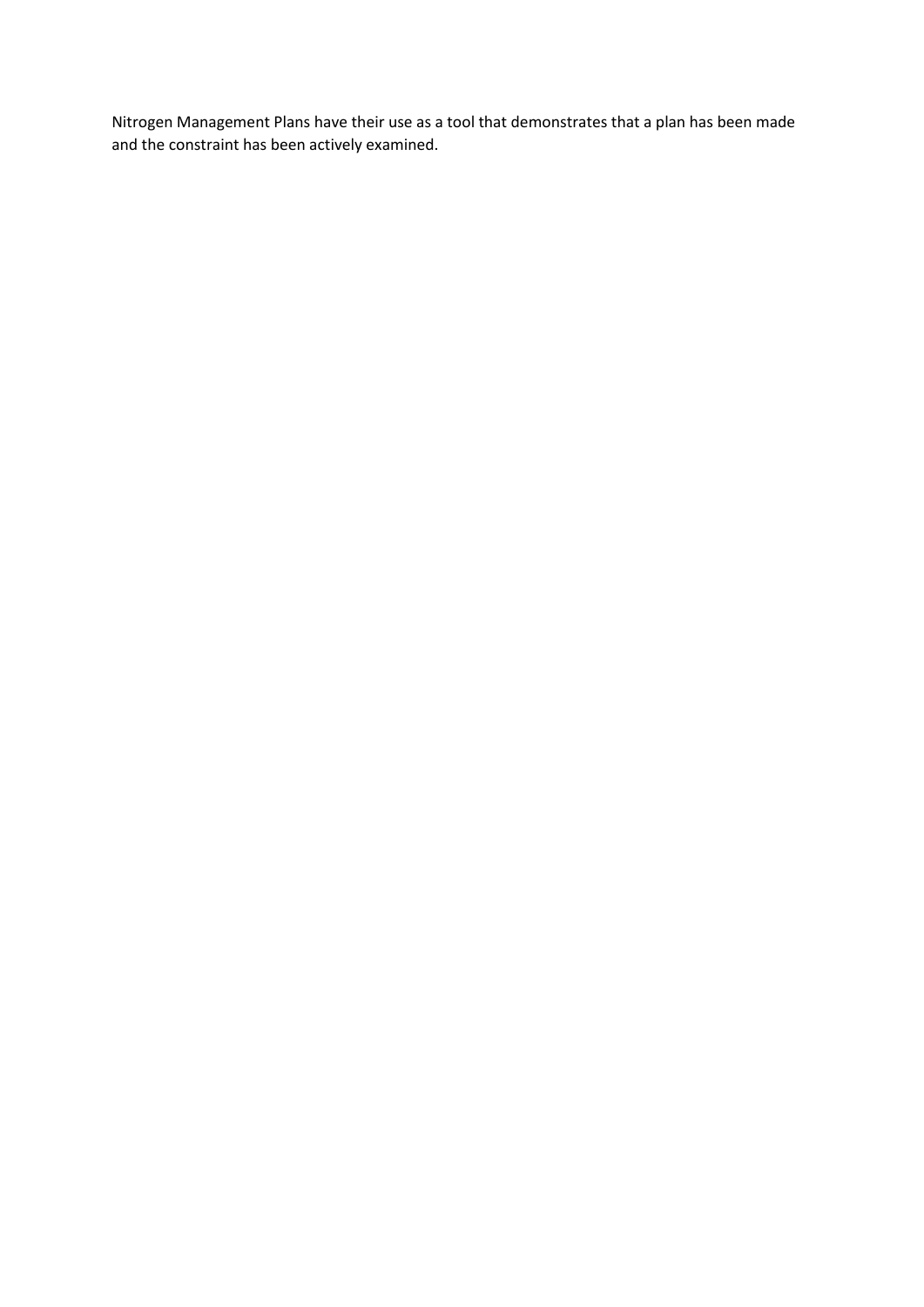Nitrogen Management Plans have their use as a tool that demonstrates that a plan has been made and the constraint has been actively examined.